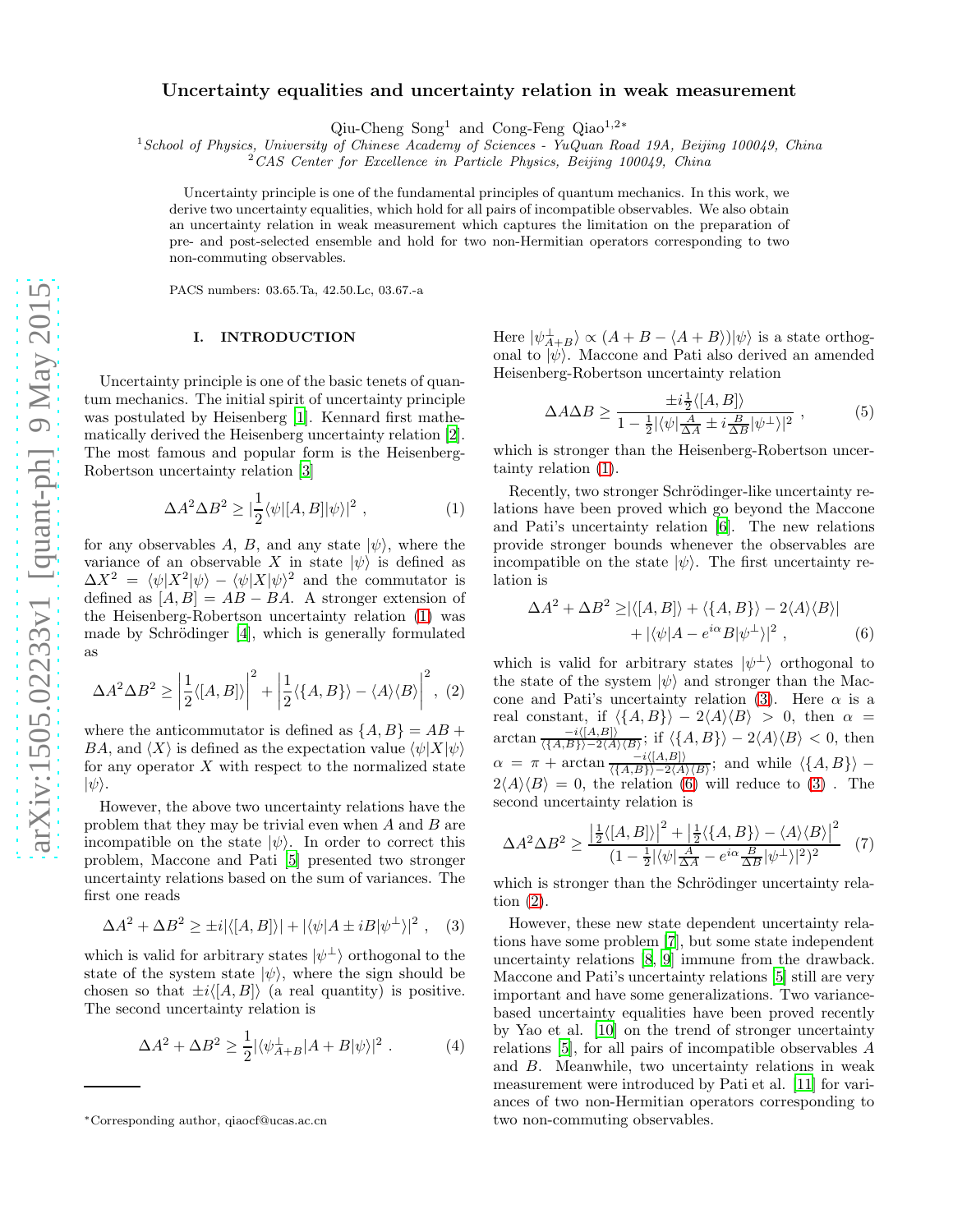# Uncertainty equalities and uncertainty relation in weak measurement

Qiu-Cheng Song[1] and Cong-Feng Qiao[1,2*]

[1] *School of Physics, University of Chinese Academy of Sciences - YuQuan Road 19A, Beijing 100049, China*
[2] *CAS Center for Excellence in Particle Physics, Beijing 100049, China*

Uncertainty principle is one of the fundamental principles of quantum mechanics. In this work, we derive two uncertainty equalities, which hold for all pairs of incompatible observables. We also obtain an uncertainty relation in weak measurement which captures the limitation on the preparation of pre- and post-selected ensemble and hold for two non-Hermitian operators corresponding to two non-commuting observables.

PACS numbers: 03.65.Ta, 42.50.Lc, 03.67.-a

## I. INTRODUCTION

Uncertainty principle is one of the basic tenets of quantum mechanics. The initial spirit of uncertainty principle was postulated by Heisenberg [1]. Kennard first mathematically derived the Heisenberg uncertainty relation [2]. The most famous and popular form is the Heisenberg-Robertson uncertainty relation [3]

$$\Delta A^2 \Delta B^2 \geq |\frac{1}{2}\langle\psi|[A,B]|\psi\rangle|^2 \ , \tag{1}$$

for any observables $A$, $B$, and any state $|\psi\rangle$, where the variance of an observable $X$ in state $|\psi\rangle$ is defined as $\Delta X^2 = \langle\psi|X^2|\psi\rangle - \langle\psi|X|\psi\rangle^2$ and the commutator is defined as $[A,B] = AB - BA$. A stronger extension of the Heisenberg-Robertson uncertainty relation (1) was made by Schrödinger [4], which is generally formulated as

$$\Delta A^2 \Delta B^2 \geq \left|\frac{1}{2}\langle[A,B]\rangle\right|^2 + \left|\frac{1}{2}\langle\{A,B\}\rangle - \langle A\rangle\langle B\rangle\right|^2 , \tag{2}$$

where the anticommutator is defined as $\{A,B\} = AB + BA$, and $\langle X\rangle$ is defined as the expectation value $\langle\psi|X|\psi\rangle$ for any operator $X$ with respect to the normalized state $|\psi\rangle$.

However, the above two uncertainty relations have the problem that they may be trivial even when $A$ and $B$ are incompatible on the state $|\psi\rangle$. In order to correct this problem, Maccone and Pati [5] presented two stronger uncertainty relations based on the sum of variances. The first one reads

$$\Delta A^2 + \Delta B^2 \geq \pm i|\langle[A,B]\rangle| + |\langle\psi|A \pm iB|\psi^{\perp}\rangle|^2 \ , \tag{3}$$

which is valid for arbitrary states $|\psi^{\perp}\rangle$ orthogonal to the state of the system $|\psi\rangle$, where the sign should be chosen so that $\pm i\langle[A,B]\rangle$ (a real quantity) is positive. The second uncertainty relation is

$$\Delta A^2 + \Delta B^2 \geq \frac{1}{2}|\langle\psi^{\perp}_{A+B}|A + B|\psi\rangle|^2 \ . \tag{4}$$

Here $|\psi^{\perp}_{A+B}\rangle \propto (A + B - \langle A + B\rangle)|\psi\rangle$ is a state orthogonal to $|\psi\rangle$. Maccone and Pati also derived an amended Heisenberg-Robertson uncertainty relation

$$\Delta A \Delta B \geq \frac{\pm i\frac{1}{2}\langle[A,B]\rangle}{1 - \frac{1}{2}|\langle\psi|\frac{A}{\Delta A} \pm i\frac{B}{\Delta B}|\psi^{\perp}\rangle|^2} \ , \tag{5}$$

which is stronger than the Heisenberg-Robertson uncertainty relation (1).

Recently, two stronger Schrödinger-like uncertainty relations have been proved which go beyond the Maccone and Pati's uncertainty relation [6]. The new relations provide stronger bounds whenever the observables are incompatible on the state $|\psi\rangle$. The first uncertainty relation is

$$\Delta A^2 + \Delta B^2 \geq |\langle[A,B]\rangle + \langle\{A,B\}\rangle - 2\langle A\rangle\langle B\rangle| + |\langle\psi|A - e^{i\alpha}B|\psi^{\perp}\rangle|^2 \ , \tag{6}$$

which is valid for arbitrary states $|\psi^{\perp}\rangle$ orthogonal to the state of the system $|\psi\rangle$ and stronger than the Maccone and Pati's uncertainty relation (3). Here $\alpha$ is a real constant, if $\langle\{A,B\}\rangle - 2\langle A\rangle\langle B\rangle > 0$, then $\alpha = \arctan\frac{-i\langle[A,B]\rangle}{\langle\{A,B\}\rangle - 2\langle A\rangle\langle B\rangle}$; if $\langle\{A,B\}\rangle - 2\langle A\rangle\langle B\rangle < 0$, then $\alpha = \pi + \arctan\frac{-i\langle[A,B]\rangle}{\langle\{A,B\}\rangle - 2\langle A\rangle\langle B\rangle}$; and while $\langle\{A,B\}\rangle - 2\langle A\rangle\langle B\rangle = 0$, the relation (6) will reduce to (3) . The second uncertainty relation is

$$\Delta A^2 \Delta B^2 \geq \frac{\left|\frac{1}{2}\langle[A,B]\rangle\right|^2 + \left|\frac{1}{2}\langle\{A,B\}\rangle - \langle A\rangle\langle B\rangle\right|^2}{(1 - \frac{1}{2}|\langle\psi|\frac{A}{\Delta A} - e^{i\alpha}\frac{B}{\Delta B}|\psi^{\perp}\rangle|^2)^2} \tag{7}$$

which is stronger than the Schrödinger uncertainty relation (2).

However, these new state dependent uncertainty relations have some problem [7], but some state independent uncertainty relations [8, 9] immune from the drawback. Maccone and Pati's uncertainty relations [5] still are very important and have some generalizations. Two variance-based uncertainty equalities have been proved recently by Yao et al. [10] on the trend of stronger uncertainty relations [5], for all pairs of incompatible observables $A$ and $B$. Meanwhile, two uncertainty relations in weak measurement were introduced by Pati et al. [11] for variances of two non-Hermitian operators corresponding to two non-commuting observables.

*Corresponding author, qiaocf@ucas.ac.cn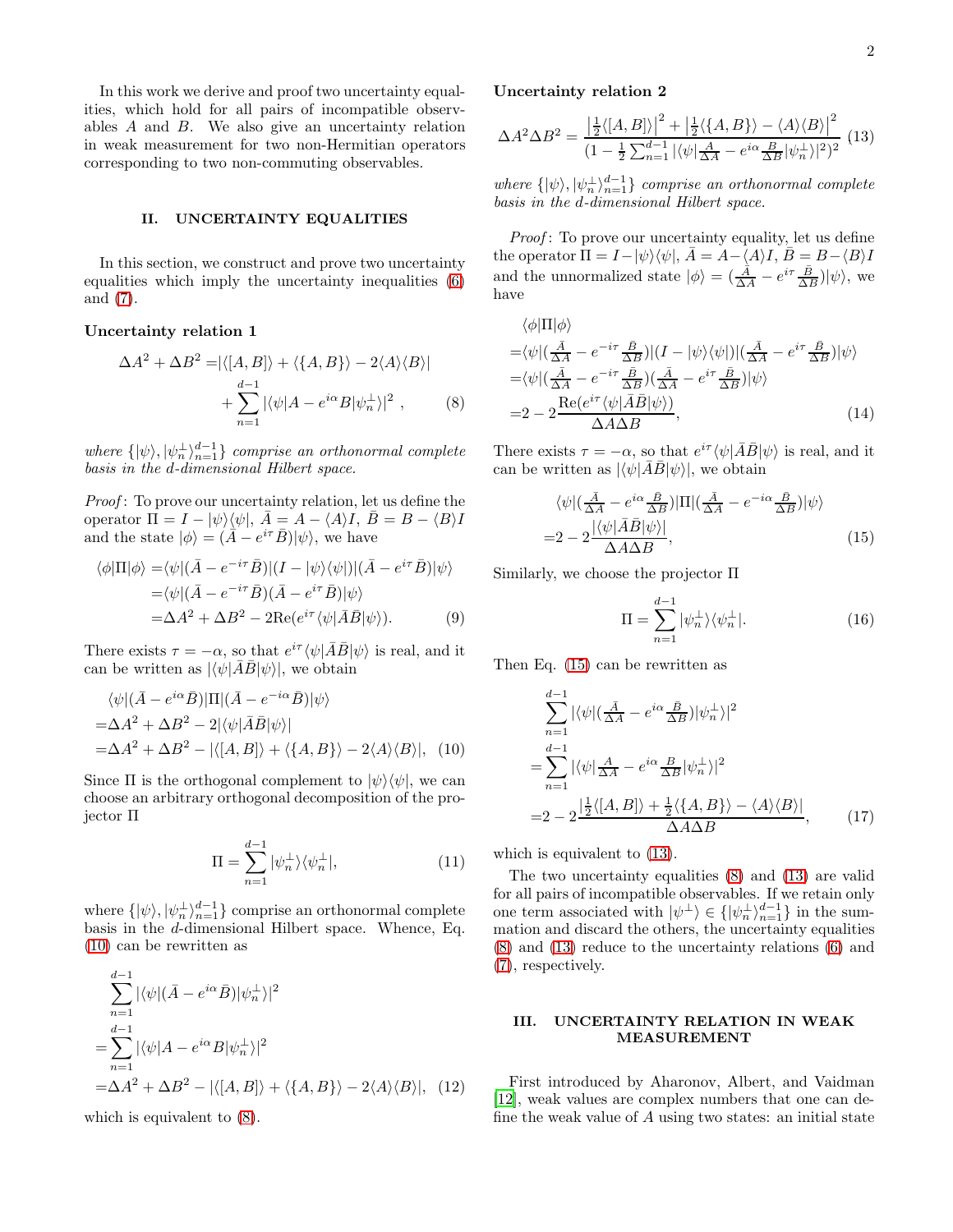In this work we derive and proof two uncertainty equalities, which hold for all pairs of incompatible observables $A$ and $B$. We also give an uncertainty relation in weak measurement for two non-Hermitian operators corresponding to two non-commuting observables.

## II. UNCERTAINTY EQUALITIES

In this section, we construct and prove two uncertainty equalities which imply the uncertainty inequalities (6) and (7).

### Uncertainty relation 1

$$
\begin{aligned}
\Delta A^2 + \Delta B^2 =& |\langle [A,B]\rangle + \langle \{A,B\}\rangle - 2\langle A\rangle\langle B\rangle| \\
&+ \sum_{n=1}^{d-1} |\langle \psi | A - e^{i\alpha} B |\psi_n^{\perp}\rangle|^2 \ , \qquad (8)
\end{aligned}
$$

*where* $\{|\psi\rangle, |\psi_n^{\perp}\rangle_{n=1}^{d-1}\}$ *comprise an orthonormal complete basis in the d-dimensional Hilbert space.*

*Proof*: To prove our uncertainty relation, let us define the operator $\Pi = I - |\psi\rangle\langle\psi|$, $\bar{A} = A - \langle A\rangle I$, $\bar{B} = B - \langle B\rangle I$ and the state $|\phi\rangle = (\bar{A} - e^{i\tau}\bar{B})|\psi\rangle$, we have

$$
\begin{aligned}
\langle \phi|\Pi|\phi\rangle =& \langle\psi|(\bar{A} - e^{-i\tau}\bar{B})|(I - |\psi\rangle\langle\psi|)|(\bar{A} - e^{i\tau}\bar{B})|\psi\rangle \\
=& \langle\psi|(\bar{A} - e^{-i\tau}\bar{B})(\bar{A} - e^{i\tau}\bar{B})|\psi\rangle \\
=& \Delta A^2 + \Delta B^2 - 2\mathrm{Re}(e^{i\tau}\langle\psi|\bar{A}\bar{B}|\psi\rangle). \qquad (9)
\end{aligned}
$$

There exists $\tau = -\alpha$, so that $e^{i\tau}\langle\psi|\bar{A}\bar{B}|\psi\rangle$ is real, and it can be written as $|\langle\psi|\bar{A}\bar{B}|\psi\rangle|$, we obtain

$$
\begin{aligned}
&\langle\psi|(\bar{A} - e^{i\alpha}\bar{B})|\Pi|(\bar{A} - e^{-i\alpha}\bar{B})|\psi\rangle \\
=& \Delta A^2 + \Delta B^2 - 2|\langle\psi|\bar{A}\bar{B}|\psi\rangle| \\
=& \Delta A^2 + \Delta B^2 - |\langle [A,B]\rangle + \langle\{A,B\}\rangle - 2\langle A\rangle\langle B\rangle|, \quad (10)
\end{aligned}
$$

Since $\Pi$ is the orthogonal complement to $|\psi\rangle\langle\psi|$, we can choose an arbitrary orthogonal decomposition of the projector $\Pi$

$$
\Pi = \sum_{n=1}^{d-1} |\psi_n^{\perp}\rangle\langle\psi_n^{\perp}|, \qquad (11)
$$

where $\{|\psi\rangle, |\psi_n^{\perp}\rangle_{n=1}^{d-1}\}$ comprise an orthonormal complete basis in the $d$-dimensional Hilbert space. Whence, Eq. (10) can be rewritten as

$$
\begin{aligned}
&\sum_{n=1}^{d-1} |\langle\psi|(\bar{A} - e^{i\alpha}\bar{B})|\psi_n^{\perp}\rangle|^2 \\
=& \sum_{n=1}^{d-1} |\langle\psi|A - e^{i\alpha}B|\psi_n^{\perp}\rangle|^2 \\
=& \Delta A^2 + \Delta B^2 - |\langle [A,B]\rangle + \langle\{A,B\}\rangle - 2\langle A\rangle\langle B\rangle|, \quad (12)
\end{aligned}
$$

which is equivalent to (8).

### Uncertainty relation 2

$$
\Delta A^2 \Delta B^2 = \frac{\left|\frac{1}{2}\langle [A,B]\rangle\right|^2 + \left|\frac{1}{2}\langle\{A,B\}\rangle - \langle A\rangle\langle B\rangle\right|^2}{(1 - \frac{1}{2}\sum_{n=1}^{d-1} |\langle\psi|\frac{A}{\Delta A} - e^{i\alpha}\frac{B}{\Delta B}|\psi_n^{\perp}\rangle|^2)^2} \quad (13)
$$

*where* $\{|\psi\rangle, |\psi_n^{\perp}\rangle_{n=1}^{d-1}\}$ *comprise an orthonormal complete basis in the d-dimensional Hilbert space.*

*Proof*: To prove our uncertainty equality, let us define the operator $\Pi = I - |\psi\rangle\langle\psi|$, $\bar{A} = A - \langle A\rangle I$, $\bar{B} = B - \langle B\rangle I$ and the unnormalized state $|\phi\rangle = (\frac{\bar{A}}{\Delta A} - e^{i\tau}\frac{\bar{B}}{\Delta B})|\psi\rangle$, we have

$$
\begin{aligned}
&\langle\phi|\Pi|\phi\rangle \\
=& \langle\psi|(\tfrac{\bar{A}}{\Delta A} - e^{-i\tau}\tfrac{\bar{B}}{\Delta B})|(I - |\psi\rangle\langle\psi|)|(\tfrac{\bar{A}}{\Delta A} - e^{i\tau}\tfrac{\bar{B}}{\Delta B})|\psi\rangle \\
=& \langle\psi|(\tfrac{\bar{A}}{\Delta A} - e^{-i\tau}\tfrac{\bar{B}}{\Delta B})(\tfrac{\bar{A}}{\Delta A} - e^{i\tau}\tfrac{\bar{B}}{\Delta B})|\psi\rangle \\
=& 2 - 2\frac{\mathrm{Re}(e^{i\tau}\langle\psi|\bar{A}\bar{B}|\psi\rangle)}{\Delta A\Delta B}, \qquad (14)
\end{aligned}
$$

There exists $\tau = -\alpha$, so that $e^{i\tau}\langle\psi|\bar{A}\bar{B}|\psi\rangle$ is real, and it can be written as $|\langle\psi|\bar{A}\bar{B}|\psi\rangle|$, we obtain

$$
\begin{aligned}
&\langle\psi|(\tfrac{\bar{A}}{\Delta A} - e^{i\alpha}\tfrac{\bar{B}}{\Delta B})|\Pi|(\tfrac{\bar{A}}{\Delta A} - e^{-i\alpha}\tfrac{\bar{B}}{\Delta B})|\psi\rangle \\
=& 2 - 2\frac{|\langle\psi|\bar{A}\bar{B}|\psi\rangle|}{\Delta A\Delta B}, \qquad (15)
\end{aligned}
$$

Similarly, we choose the projector $\Pi$

$$
\Pi = \sum_{n=1}^{d-1} |\psi_n^{\perp}\rangle\langle\psi_n^{\perp}|. \qquad (16)
$$

Then Eq. (15) can be rewritten as

$$
\begin{aligned}
&\sum_{n=1}^{d-1} |\langle\psi|(\tfrac{\bar{A}}{\Delta A} - e^{i\alpha}\tfrac{\bar{B}}{\Delta B})|\psi_n^{\perp}\rangle|^2 \\
=& \sum_{n=1}^{d-1} |\langle\psi|\tfrac{A}{\Delta A} - e^{i\alpha}\tfrac{B}{\Delta B}|\psi_n^{\perp}\rangle|^2 \\
=& 2 - 2\frac{|\frac{1}{2}\langle [A,B]\rangle + \frac{1}{2}\langle\{A,B\}\rangle - \langle A\rangle\langle B\rangle|}{\Delta A\Delta B}, \qquad (17)
\end{aligned}
$$

which is equivalent to (13).

The two uncertainty equalities (8) and (13) are valid for all pairs of incompatible observables. If we retain only one term associated with $|\psi^{\perp}\rangle \in \{|\psi_n^{\perp}\rangle_{n=1}^{d-1}\}$ in the summation and discard the others, the uncertainty equalities (8) and (13) reduce to the uncertainty relations (6) and (7), respectively.

## III. UNCERTAINTY RELATION IN WEAK MEASUREMENT

First introduced by Aharonov, Albert, and Vaidman [12], weak values are complex numbers that one can define the weak value of $A$ using two states: an initial state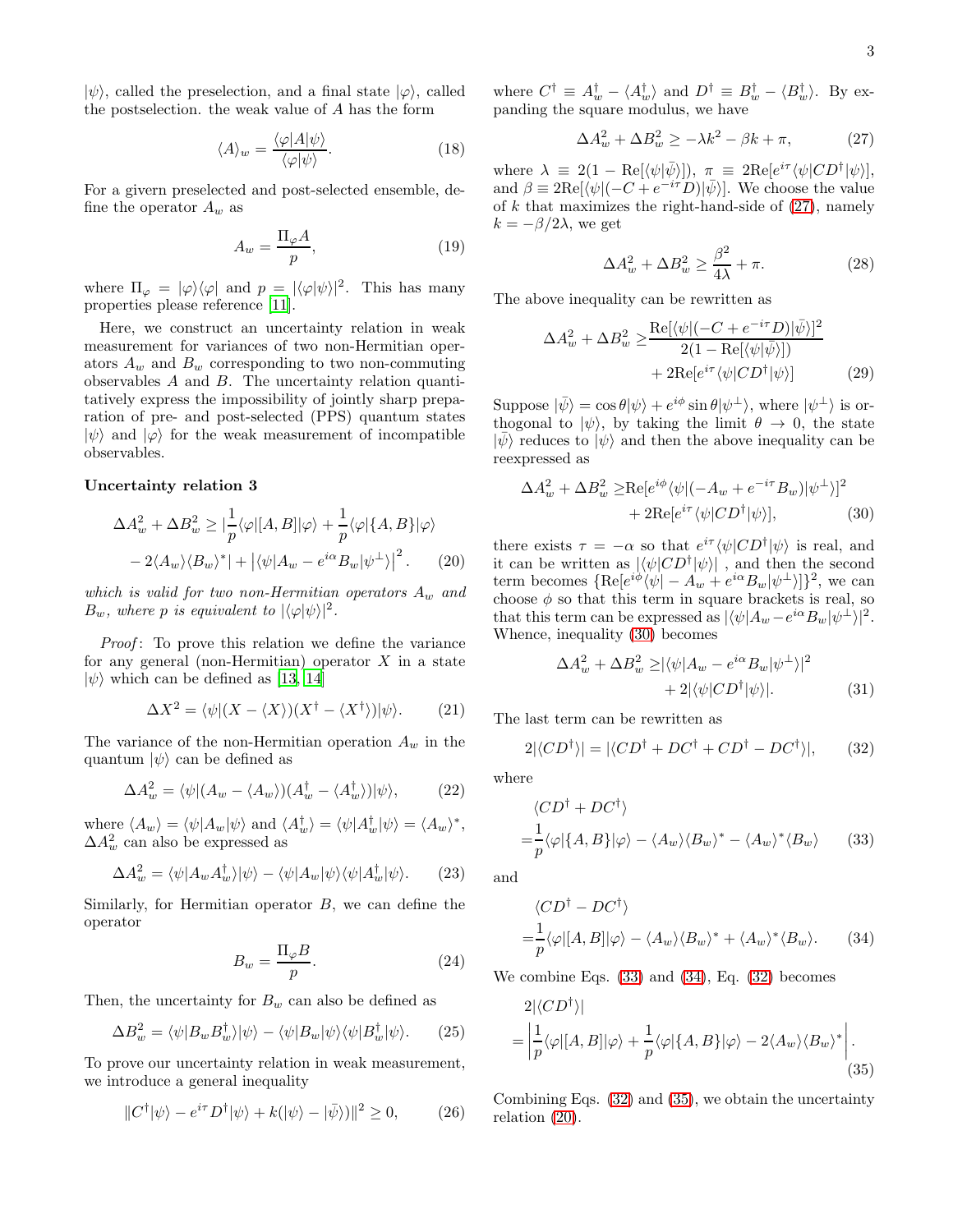$|\psi\rangle$, called the preselection, and a final state $|\varphi\rangle$, called the postselection. the weak value of $A$ has the form

$$\langle A\rangle_w = \frac{\langle\varphi|A|\psi\rangle}{\langle\varphi|\psi\rangle}. \tag{18}$$

For a givern preselected and post-selected ensemble, define the operator $A_w$ as

$$A_w = \frac{\Pi_\varphi A}{p}, \tag{19}$$

where $\Pi_\varphi = |\varphi\rangle\langle\varphi|$ and $p = |\langle\varphi|\psi\rangle|^2$. This has many properties please reference [11].

Here, we construct an uncertainty relation in weak measurement for variances of two non-Hermitian operators $A_w$ and $B_w$ corresponding to two non-commuting observables $A$ and $B$. The uncertainty relation quantitatively express the impossibility of jointly sharp preparation of pre- and post-selected (PPS) quantum states $|\psi\rangle$ and $|\varphi\rangle$ for the weak measurement of incompatible observables.

**Uncertainty relation 3**

$$\begin{aligned}\Delta A_w^2 + \Delta B_w^2 \geq & \left|\frac{1}{p}\langle\varphi|[A,B]|\varphi\rangle + \frac{1}{p}\langle\varphi|\{A,B\}|\varphi\rangle\right. \\ & \left. - 2\langle A_w\rangle\langle B_w\rangle^*\right| + \left|\langle\psi|A_w - e^{i\alpha}B_w|\psi^\perp\rangle\right|^2.\end{aligned} \tag{20}$$

*which is valid for two non-Hermitian operators $A_w$ and $B_w$, where $p$ is equivalent to $|\langle\varphi|\psi\rangle|^2$.*

*Proof*: To prove this relation we define the variance for any general (non-Hermitian) operator $X$ in a state $|\psi\rangle$ which can be defined as [13, 14]

$$\Delta X^2 = \langle\psi|(X - \langle X\rangle)(X^\dagger - \langle X^\dagger\rangle)|\psi\rangle. \tag{21}$$

The variance of the non-Hermitian operation $A_w$ in the quantum $|\psi\rangle$ can be defined as

$$\Delta A_w^2 = \langle\psi|(A_w - \langle A_w\rangle)(A_w^\dagger - \langle A_w^\dagger\rangle)|\psi\rangle, \tag{22}$$

where $\langle A_w\rangle = \langle\psi|A_w|\psi\rangle$ and $\langle A_w^\dagger\rangle = \langle\psi|A_w^\dagger|\psi\rangle = \langle A_w\rangle^*$, $\Delta A_w^2$ can also be expressed as

$$\Delta A_w^2 = \langle\psi|A_w A_w^\dagger\rangle|\psi\rangle - \langle\psi|A_w|\psi\rangle\langle\psi|A_w^\dagger|\psi\rangle. \tag{23}$$

Similarly, for Hermitian operator $B$, we can define the operator

$$B_w = \frac{\Pi_\varphi B}{p}. \tag{24}$$

Then, the uncertainty for $B_w$ can also be defined as

$$\Delta B_w^2 = \langle\psi|B_w B_w^\dagger\rangle|\psi\rangle - \langle\psi|B_w|\psi\rangle\langle\psi|B_w^\dagger|\psi\rangle. \tag{25}$$

To prove our uncertainty relation in weak measurement, we introduce a general inequality

$$\|C^\dagger|\psi\rangle - e^{i\tau}D^\dagger|\psi\rangle + k(|\psi\rangle - |\bar{\psi}\rangle)\|^2 \geq 0, \tag{26}$$

where $C^\dagger \equiv A_w^\dagger - \langle A_w^\dagger\rangle$ and $D^\dagger \equiv B_w^\dagger - \langle B_w^\dagger\rangle$. By expanding the square modulus, we have

$$\Delta A_w^2 + \Delta B_w^2 \geq -\lambda k^2 - \beta k + \pi, \tag{27}$$

where $\lambda \equiv 2(1 - \mathrm{Re}[\langle\psi|\bar{\psi}\rangle])$, $\pi \equiv 2\mathrm{Re}[e^{i\tau}\langle\psi|CD^\dagger|\psi\rangle]$, and $\beta \equiv 2\mathrm{Re}[\langle\psi|(-C + e^{-i\tau}D)|\bar{\psi}\rangle]$. We choose the value of $k$ that maximizes the right-hand-side of (27), namely $k = -\beta/2\lambda$, we get

$$\Delta A_w^2 + \Delta B_w^2 \geq \frac{\beta^2}{4\lambda} + \pi. \tag{28}$$

The above inequality can be rewritten as

$$\begin{aligned}\Delta A_w^2 + \Delta B_w^2 \geq & \frac{\mathrm{Re}[\langle\psi|(-C + e^{-i\tau}D)|\bar{\psi}\rangle]^2}{2(1 - \mathrm{Re}[\langle\psi|\bar{\psi}\rangle])} \\ & + 2\mathrm{Re}[e^{i\tau}\langle\psi|CD^\dagger|\psi\rangle]\end{aligned} \tag{29}$$

Suppose $|\bar{\psi}\rangle = \cos\theta|\psi\rangle + e^{i\phi}\sin\theta|\psi^\perp\rangle$, where $|\psi^\perp\rangle$ is orthogonal to $|\psi\rangle$, by taking the limit $\theta \to 0$, the state $|\bar{\psi}\rangle$ reduces to $|\psi\rangle$ and then the above inequality can be reexpressed as

$$\begin{aligned}\Delta A_w^2 + \Delta B_w^2 \geq & \mathrm{Re}[e^{i\phi}\langle\psi|(-A_w + e^{-i\tau}B_w)|\psi^\perp\rangle]^2 \\ & + 2\mathrm{Re}[e^{i\tau}\langle\psi|CD^\dagger|\psi\rangle],\end{aligned} \tag{30}$$

there exists $\tau = -\alpha$ so that $e^{i\tau}\langle\psi|CD^\dagger|\psi\rangle$ is real, and it can be written as $|\langle\psi|CD^\dagger|\psi\rangle|$ , and then the second term becomes $\{\mathrm{Re}[e^{i\phi}\langle\psi| - A_w + e^{i\alpha}B_w|\psi^\perp\rangle]\}^2$, we can choose $\phi$ so that this term in square brackets is real, so that this term can be expressed as $|\langle\psi|A_w - e^{i\alpha}B_w|\psi^\perp\rangle|^2$. Whence, inequality (30) becomes

$$\begin{aligned}\Delta A_w^2 + \Delta B_w^2 \geq & |\langle\psi|A_w - e^{i\alpha}B_w|\psi^\perp\rangle|^2 \\ & + 2|\langle\psi|CD^\dagger|\psi\rangle|.\end{aligned} \tag{31}$$

The last term can be rewritten as

$$2|\langle CD^\dagger\rangle| = |\langle CD^\dagger + DC^\dagger + CD^\dagger - DC^\dagger\rangle|, \tag{32}$$

where

$$\begin{aligned}&\langle CD^\dagger + DC^\dagger\rangle \\ =& \frac{1}{p}\langle\varphi|\{A,B\}|\varphi\rangle - \langle A_w\rangle\langle B_w\rangle^* - \langle A_w\rangle^*\langle B_w\rangle\end{aligned} \tag{33}$$

and

$$\begin{aligned}&\langle CD^\dagger - DC^\dagger\rangle \\ =& \frac{1}{p}\langle\varphi|[A,B]|\varphi\rangle - \langle A_w\rangle\langle B_w\rangle^* + \langle A_w\rangle^*\langle B_w\rangle.\end{aligned} \tag{34}$$

We combine Eqs. (33) and (34), Eq. (32) becomes

$$\begin{aligned}&2|\langle CD^\dagger\rangle| \\ =& \left|\frac{1}{p}\langle\varphi|[A,B]|\varphi\rangle + \frac{1}{p}\langle\varphi|\{A,B\}|\varphi\rangle - 2\langle A_w\rangle\langle B_w\rangle^*\right|.\end{aligned} \tag{35}$$

Combining Eqs. (32) and (35), we obtain the uncertainty relation (20).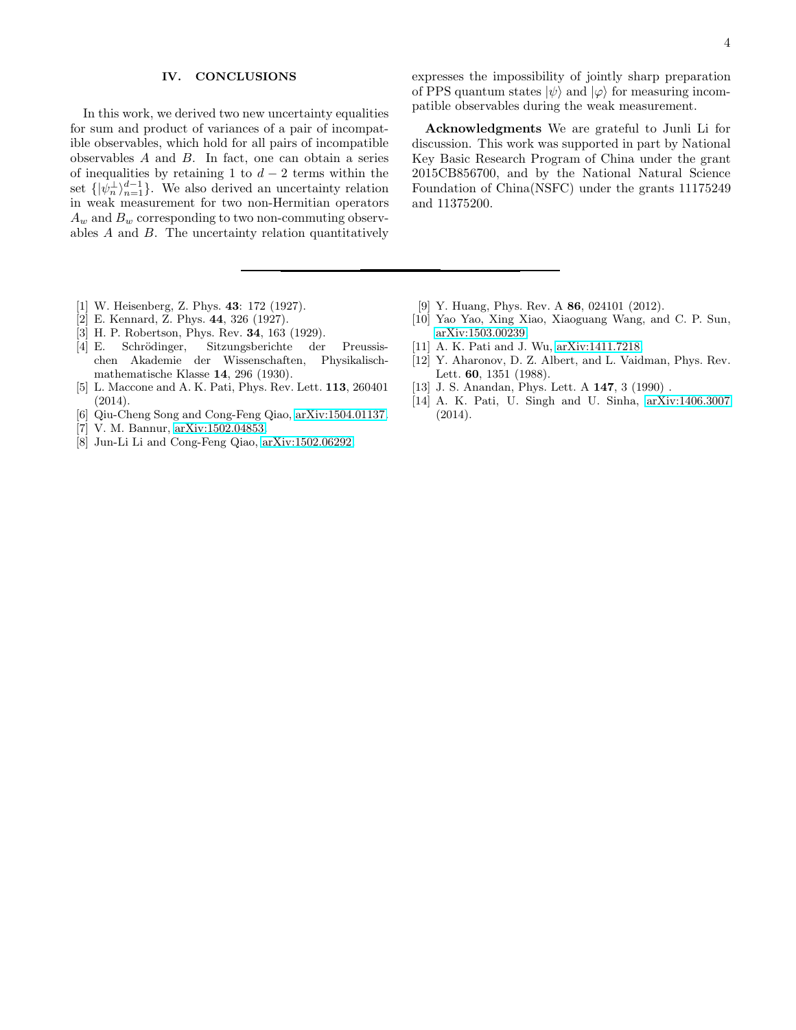## IV. CONCLUSIONS

In this work, we derived two new uncertainty equalities for sum and product of variances of a pair of incompatible observables, which hold for all pairs of incompatible observables $A$ and $B$. In fact, one can obtain a series of inequalities by retaining 1 to $d-2$ terms within the set $\{|\psi_n^{\perp}\rangle_{n=1}^{d-1}\}$. We also derived an uncertainty relation in weak measurement for two non-Hermitian operators $A_w$ and $B_w$ corresponding to two non-commuting observables $A$ and $B$. The uncertainty relation quantitatively expresses the impossibility of jointly sharp preparation of PPS quantum states $|\psi\rangle$ and $|\varphi\rangle$ for measuring incompatible observables during the weak measurement.

**Acknowledgments** We are grateful to Junli Li for discussion. This work was supported in part by National Key Basic Research Program of China under the grant 2015CB856700, and by the National Natural Science Foundation of China(NSFC) under the grants 11175249 and 11375200.

---

[1] W. Heisenberg, Z. Phys. **43**: 172 (1927).

[2] E. Kennard, Z. Phys. **44**, 326 (1927).

[3] H. P. Robertson, Phys. Rev. **34**, 163 (1929).

[4] E. Schrödinger, Sitzungsberichte der Preussischen Akademie der Wissenschaften, Physikalisch-mathematische Klasse **14**, 296 (1930).

[5] L. Maccone and A. K. Pati, Phys. Rev. Lett. **113**, 260401 (2014).

[6] Qiu-Cheng Song and Cong-Feng Qiao, arXiv:1504.01137.

[7] V. M. Bannur, arXiv:1502.04853.

[8] Jun-Li Li and Cong-Feng Qiao, arXiv:1502.06292.

[9] Y. Huang, Phys. Rev. A **86**, 024101 (2012).

[10] Yao Yao, Xing Xiao, Xiaoguang Wang, and C. P. Sun, arXiv:1503.00239.

[11] A. K. Pati and J. Wu, arXiv:1411.7218.

[12] Y. Aharonov, D. Z. Albert, and L. Vaidman, Phys. Rev. Lett. **60**, 1351 (1988).

[13] J. S. Anandan, Phys. Lett. A **147**, 3 (1990) .

[14] A. K. Pati, U. Singh and U. Sinha, arXiv:1406.3007 (2014).